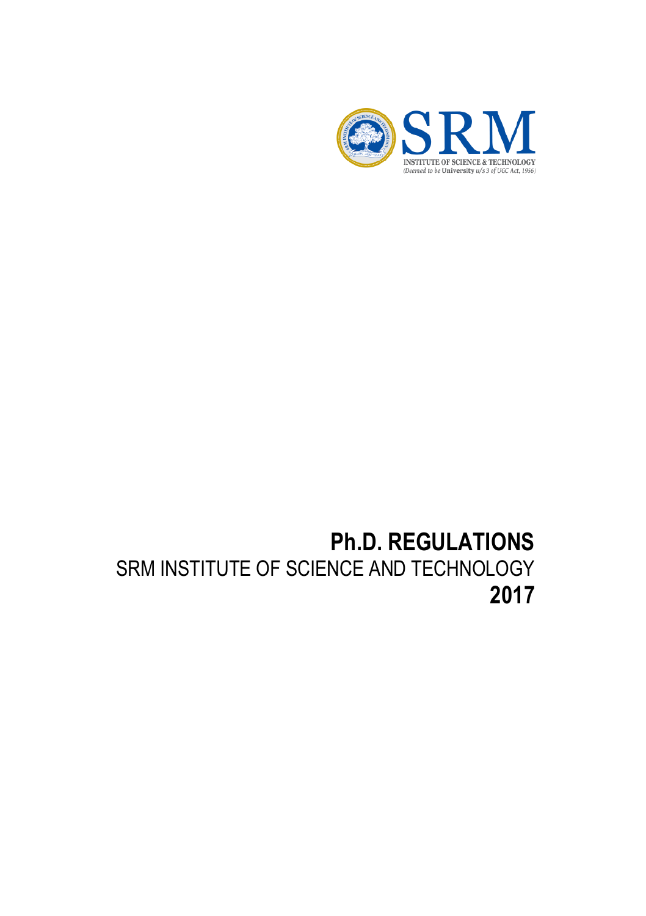SRM

INSTITUTE OF SCIENCE & TECHNOLOGY
*(Deemed to be University u/s 3 of UGC Act, 1956)*

# Ph.D. REGULATIONS

SRM INSTITUTE OF SCIENCE AND TECHNOLOGY

**2017**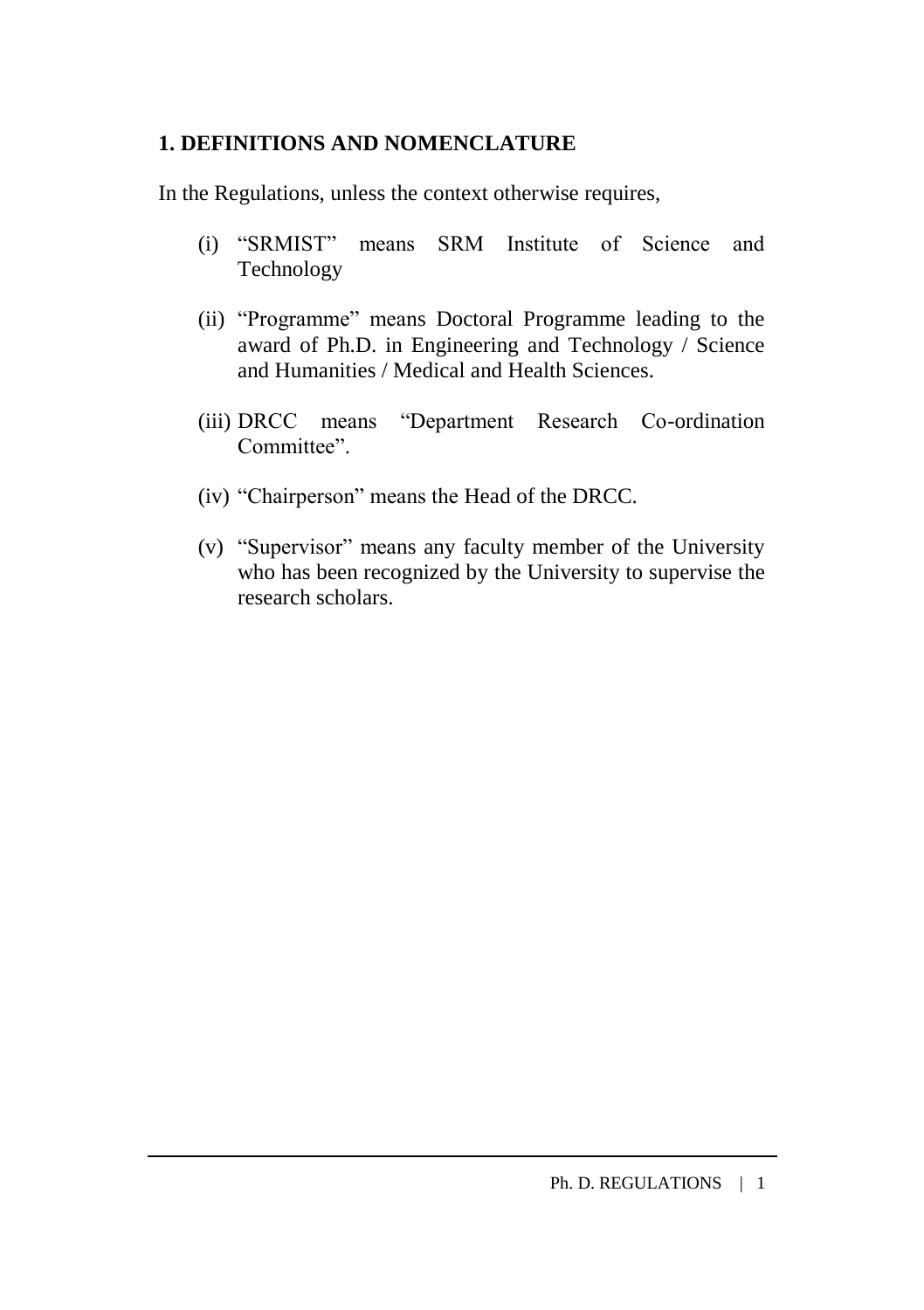## 1. DEFINITIONS AND NOMENCLATURE

In the Regulations, unless the context otherwise requires,

(i) "SRMIST" means SRM Institute of Science and Technology

(ii) "Programme" means Doctoral Programme leading to the award of Ph.D. in Engineering and Technology / Science and Humanities / Medical and Health Sciences.

(iii) DRCC means "Department Research Co-ordination Committee".

(iv) "Chairperson" means the Head of the DRCC.

(v) "Supervisor" means any faculty member of the University who has been recognized by the University to supervise the research scholars.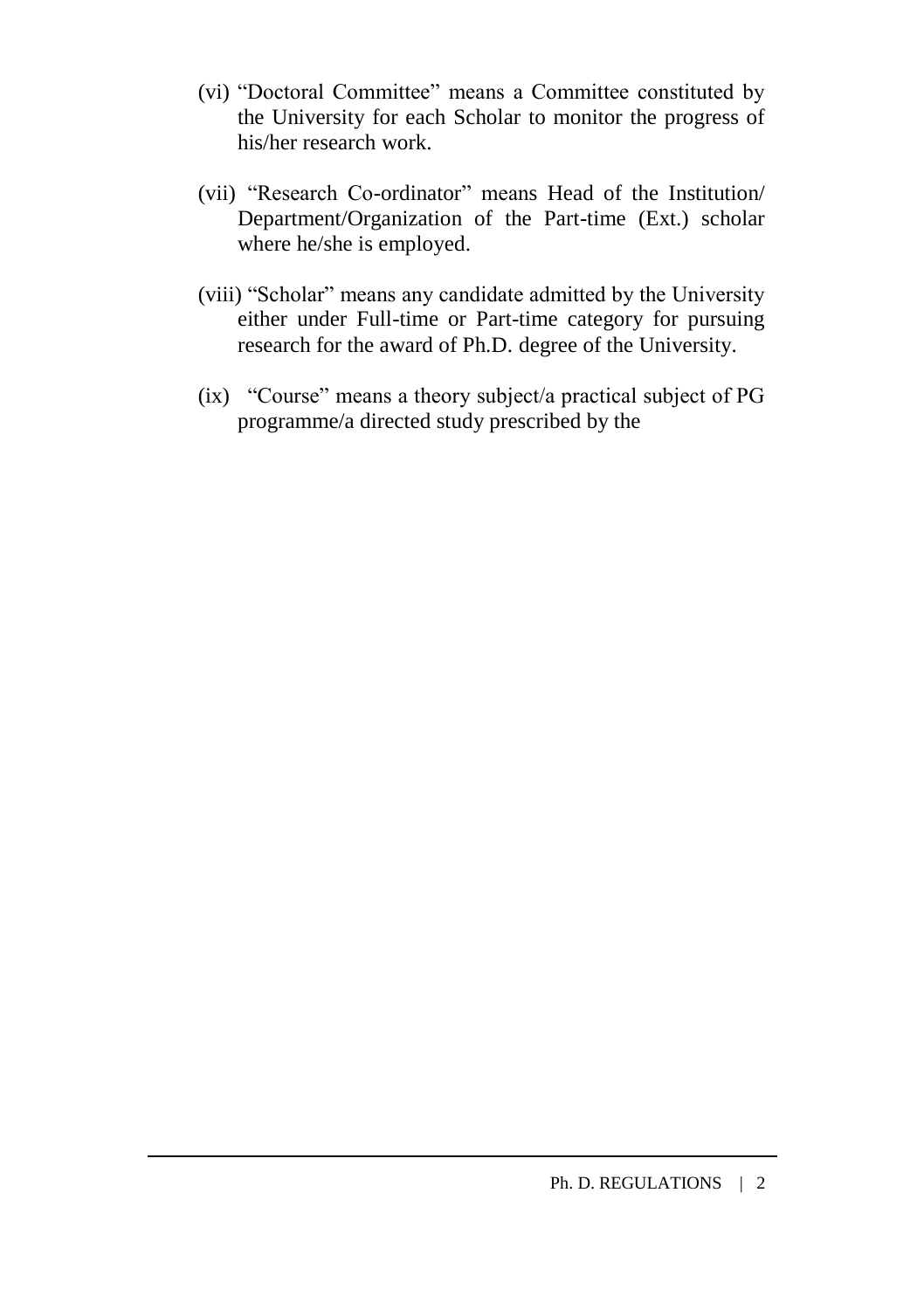(vi) "Doctoral Committee" means a Committee constituted by the University for each Scholar to monitor the progress of his/her research work.

(vii) "Research Co-ordinator" means Head of the Institution/ Department/Organization of the Part-time (Ext.) scholar where he/she is employed.

(viii) "Scholar" means any candidate admitted by the University either under Full-time or Part-time category for pursuing research for the award of Ph.D. degree of the University.

(ix) "Course" means a theory subject/a practical subject of PG programme/a directed study prescribed by the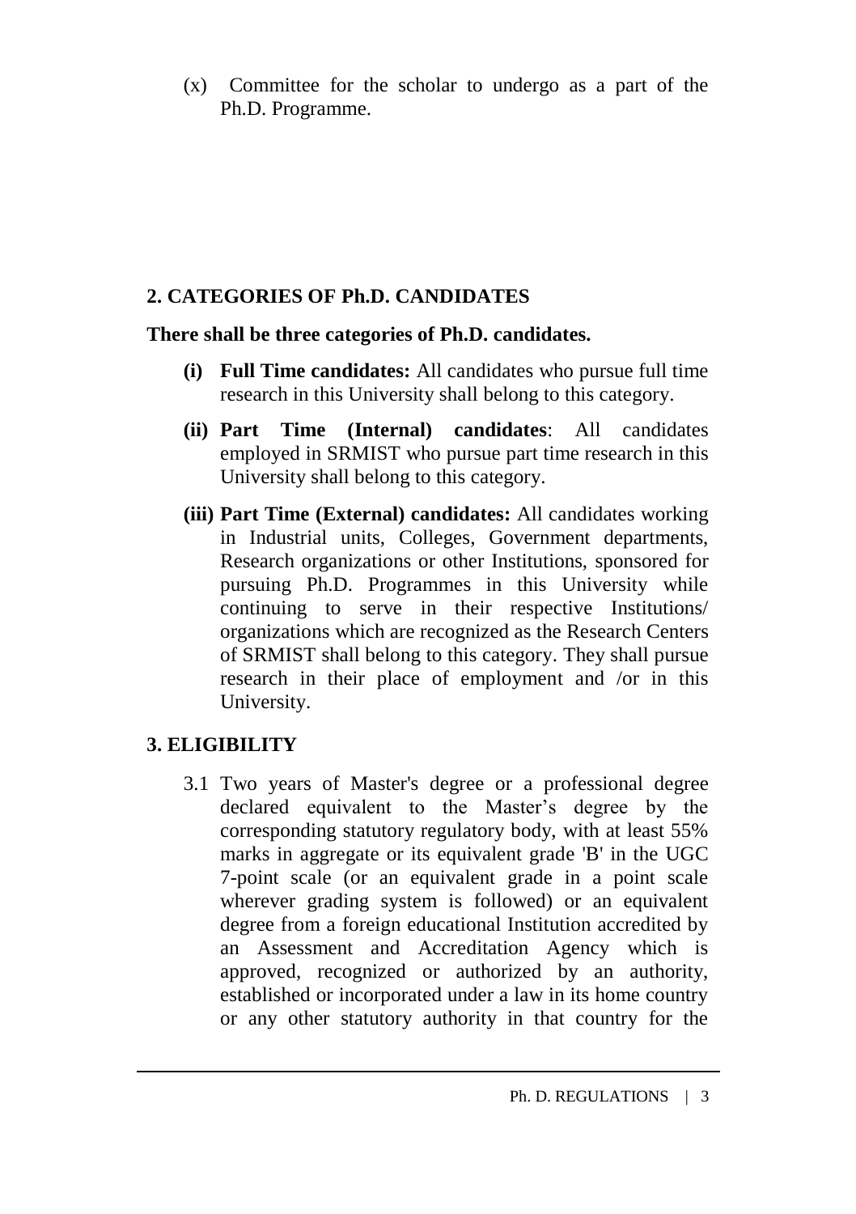(x) Committee for the scholar to undergo as a part of the Ph.D. Programme.

## 2. CATEGORIES OF Ph.D. CANDIDATES

**There shall be three categories of Ph.D. candidates.**

- **(i) Full Time candidates:** All candidates who pursue full time research in this University shall belong to this category.
- **(ii) Part Time (Internal) candidates**: All candidates employed in SRMIST who pursue part time research in this University shall belong to this category.
- **(iii) Part Time (External) candidates:** All candidates working in Industrial units, Colleges, Government departments, Research organizations or other Institutions, sponsored for pursuing Ph.D. Programmes in this University while continuing to serve in their respective Institutions/ organizations which are recognized as the Research Centers of SRMIST shall belong to this category. They shall pursue research in their place of employment and /or in this University.

## 3. ELIGIBILITY

3.1 Two years of Master's degree or a professional degree declared equivalent to the Master's degree by the corresponding statutory regulatory body, with at least 55% marks in aggregate or its equivalent grade 'B' in the UGC 7-point scale (or an equivalent grade in a point scale wherever grading system is followed) or an equivalent degree from a foreign educational Institution accredited by an Assessment and Accreditation Agency which is approved, recognized or authorized by an authority, established or incorporated under a law in its home country or any other statutory authority in that country for the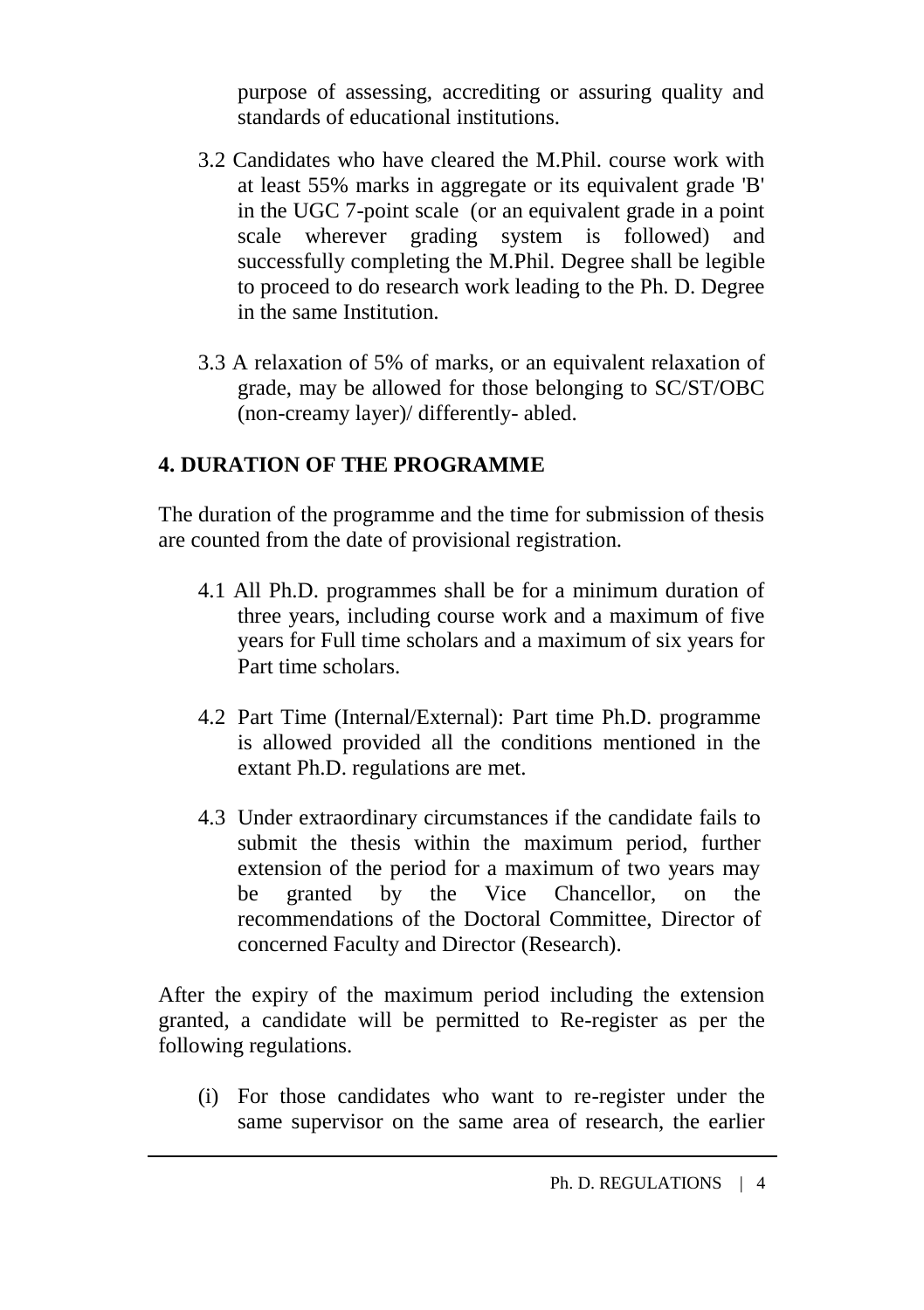purpose of assessing, accrediting or assuring quality and standards of educational institutions.

3.2 Candidates who have cleared the M.Phil. course work with at least 55% marks in aggregate or its equivalent grade 'B' in the UGC 7-point scale (or an equivalent grade in a point scale wherever grading system is followed) and successfully completing the M.Phil. Degree shall be legible to proceed to do research work leading to the Ph. D. Degree in the same Institution.

3.3 A relaxation of 5% of marks, or an equivalent relaxation of grade, may be allowed for those belonging to SC/ST/OBC (non-creamy layer)/ differently- abled.

## 4. DURATION OF THE PROGRAMME

The duration of the programme and the time for submission of thesis are counted from the date of provisional registration.

4.1 All Ph.D. programmes shall be for a minimum duration of three years, including course work and a maximum of five years for Full time scholars and a maximum of six years for Part time scholars.

4.2 Part Time (Internal/External): Part time Ph.D. programme is allowed provided all the conditions mentioned in the extant Ph.D. regulations are met.

4.3 Under extraordinary circumstances if the candidate fails to submit the thesis within the maximum period, further extension of the period for a maximum of two years may be granted by the Vice Chancellor, on the recommendations of the Doctoral Committee, Director of concerned Faculty and Director (Research).

After the expiry of the maximum period including the extension granted, a candidate will be permitted to Re-register as per the following regulations.

(i) For those candidates who want to re-register under the same supervisor on the same area of research, the earlier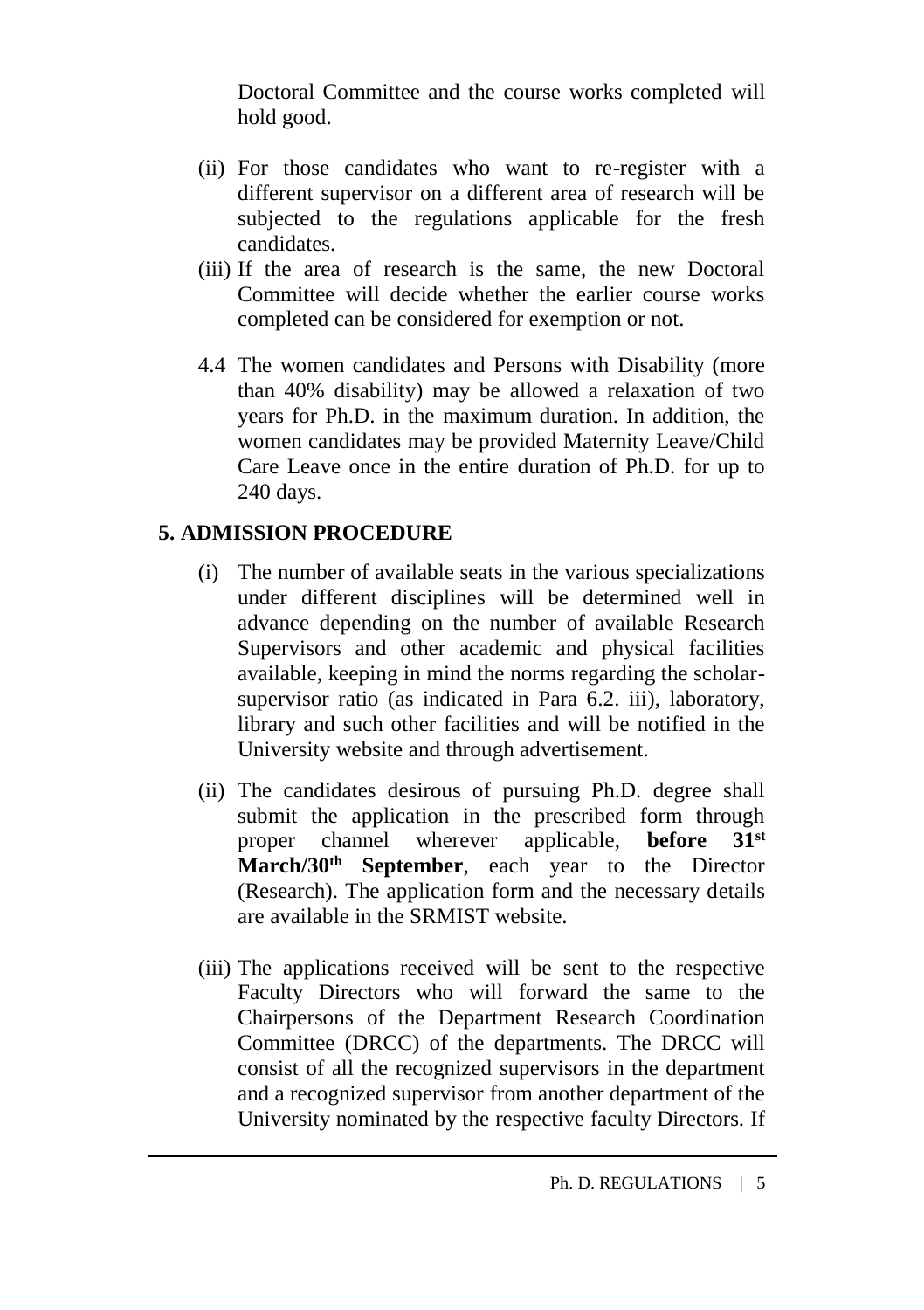Doctoral Committee and the course works completed will hold good.

(ii) For those candidates who want to re-register with a different supervisor on a different area of research will be subjected to the regulations applicable for the fresh candidates.

(iii) If the area of research is the same, the new Doctoral Committee will decide whether the earlier course works completed can be considered for exemption or not.

4.4 The women candidates and Persons with Disability (more than 40% disability) may be allowed a relaxation of two years for Ph.D. in the maximum duration. In addition, the women candidates may be provided Maternity Leave/Child Care Leave once in the entire duration of Ph.D. for up to 240 days.

## 5. ADMISSION PROCEDURE

(i) The number of available seats in the various specializations under different disciplines will be determined well in advance depending on the number of available Research Supervisors and other academic and physical facilities available, keeping in mind the norms regarding the scholar-supervisor ratio (as indicated in Para 6.2. iii), laboratory, library and such other facilities and will be notified in the University website and through advertisement.

(ii) The candidates desirous of pursuing Ph.D. degree shall submit the application in the prescribed form through proper channel wherever applicable, **before 31st March/30th September**, each year to the Director (Research). The application form and the necessary details are available in the SRMIST website.

(iii) The applications received will be sent to the respective Faculty Directors who will forward the same to the Chairpersons of the Department Research Coordination Committee (DRCC) of the departments. The DRCC will consist of all the recognized supervisors in the department and a recognized supervisor from another department of the University nominated by the respective faculty Directors. If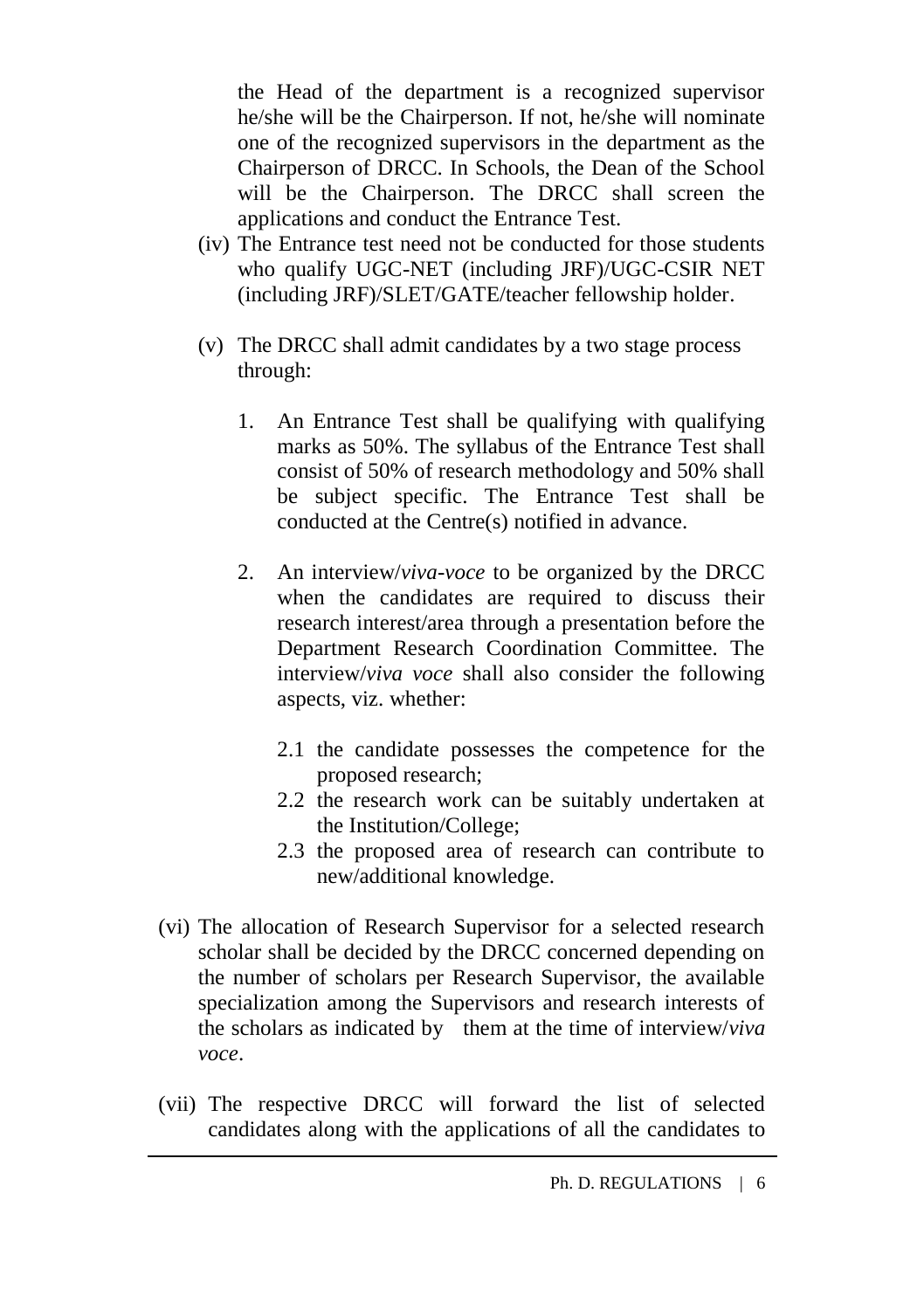the Head of the department is a recognized supervisor he/she will be the Chairperson. If not, he/she will nominate one of the recognized supervisors in the department as the Chairperson of DRCC. In Schools, the Dean of the School will be the Chairperson. The DRCC shall screen the applications and conduct the Entrance Test.

(iv) The Entrance test need not be conducted for those students who qualify UGC-NET (including JRF)/UGC-CSIR NET (including JRF)/SLET/GATE/teacher fellowship holder.

(v) The DRCC shall admit candidates by a two stage process through:

1. An Entrance Test shall be qualifying with qualifying marks as 50%. The syllabus of the Entrance Test shall consist of 50% of research methodology and 50% shall be subject specific. The Entrance Test shall be conducted at the Centre(s) notified in advance.

2. An interview/*viva-voce* to be organized by the DRCC when the candidates are required to discuss their research interest/area through a presentation before the Department Research Coordination Committee. The interview/*viva voce* shall also consider the following aspects, viz. whether:

   2.1 the candidate possesses the competence for the proposed research;
   2.2 the research work can be suitably undertaken at the Institution/College;
   2.3 the proposed area of research can contribute to new/additional knowledge.

(vi) The allocation of Research Supervisor for a selected research scholar shall be decided by the DRCC concerned depending on the number of scholars per Research Supervisor, the available specialization among the Supervisors and research interests of the scholars as indicated by them at the time of interview/*viva voce*.

(vii) The respective DRCC will forward the list of selected candidates along with the applications of all the candidates to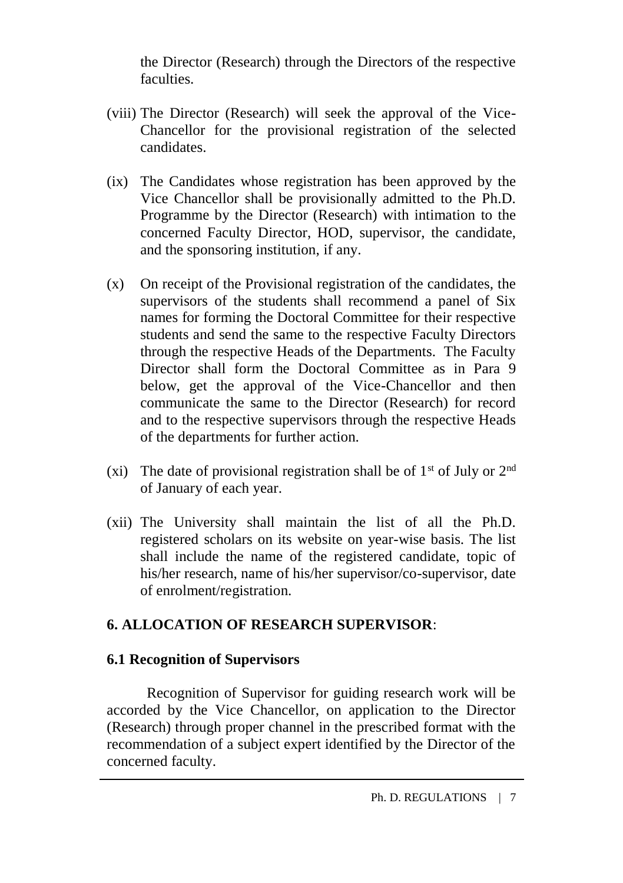the Director (Research) through the Directors of the respective faculties.

(viii) The Director (Research) will seek the approval of the Vice-Chancellor for the provisional registration of the selected candidates.

(ix) The Candidates whose registration has been approved by the Vice Chancellor shall be provisionally admitted to the Ph.D. Programme by the Director (Research) with intimation to the concerned Faculty Director, HOD, supervisor, the candidate, and the sponsoring institution, if any.

(x) On receipt of the Provisional registration of the candidates, the supervisors of the students shall recommend a panel of Six names for forming the Doctoral Committee for their respective students and send the same to the respective Faculty Directors through the respective Heads of the Departments. The Faculty Director shall form the Doctoral Committee as in Para 9 below, get the approval of the Vice-Chancellor and then communicate the same to the Director (Research) for record and to the respective supervisors through the respective Heads of the departments for further action.

(xi) The date of provisional registration shall be of 1st of July or 2nd of January of each year.

(xii) The University shall maintain the list of all the Ph.D. registered scholars on its website on year-wise basis. The list shall include the name of the registered candidate, topic of his/her research, name of his/her supervisor/co-supervisor, date of enrolment/registration.

## 6. ALLOCATION OF RESEARCH SUPERVISOR:

### 6.1 Recognition of Supervisors

Recognition of Supervisor for guiding research work will be accorded by the Vice Chancellor, on application to the Director (Research) through proper channel in the prescribed format with the recommendation of a subject expert identified by the Director of the concerned faculty.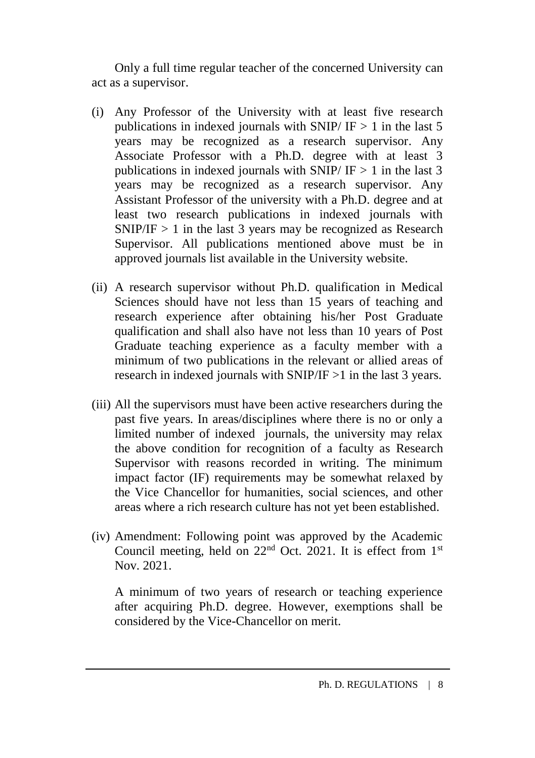Only a full time regular teacher of the concerned University can act as a supervisor.

(i) Any Professor of the University with at least five research publications in indexed journals with SNIP/ IF > 1 in the last 5 years may be recognized as a research supervisor. Any Associate Professor with a Ph.D. degree with at least 3 publications in indexed journals with SNIP/ IF > 1 in the last 3 years may be recognized as a research supervisor. Any Assistant Professor of the university with a Ph.D. degree and at least two research publications in indexed journals with SNIP/IF > 1 in the last 3 years may be recognized as Research Supervisor. All publications mentioned above must be in approved journals list available in the University website.

(ii) A research supervisor without Ph.D. qualification in Medical Sciences should have not less than 15 years of teaching and research experience after obtaining his/her Post Graduate qualification and shall also have not less than 10 years of Post Graduate teaching experience as a faculty member with a minimum of two publications in the relevant or allied areas of research in indexed journals with SNIP/IF >1 in the last 3 years.

(iii) All the supervisors must have been active researchers during the past five years. In areas/disciplines where there is no or only a limited number of indexed journals, the university may relax the above condition for recognition of a faculty as Research Supervisor with reasons recorded in writing. The minimum impact factor (IF) requirements may be somewhat relaxed by the Vice Chancellor for humanities, social sciences, and other areas where a rich research culture has not yet been established.

(iv) Amendment: Following point was approved by the Academic Council meeting, held on 22nd Oct. 2021. It is effect from 1st Nov. 2021.

A minimum of two years of research or teaching experience after acquiring Ph.D. degree. However, exemptions shall be considered by the Vice-Chancellor on merit.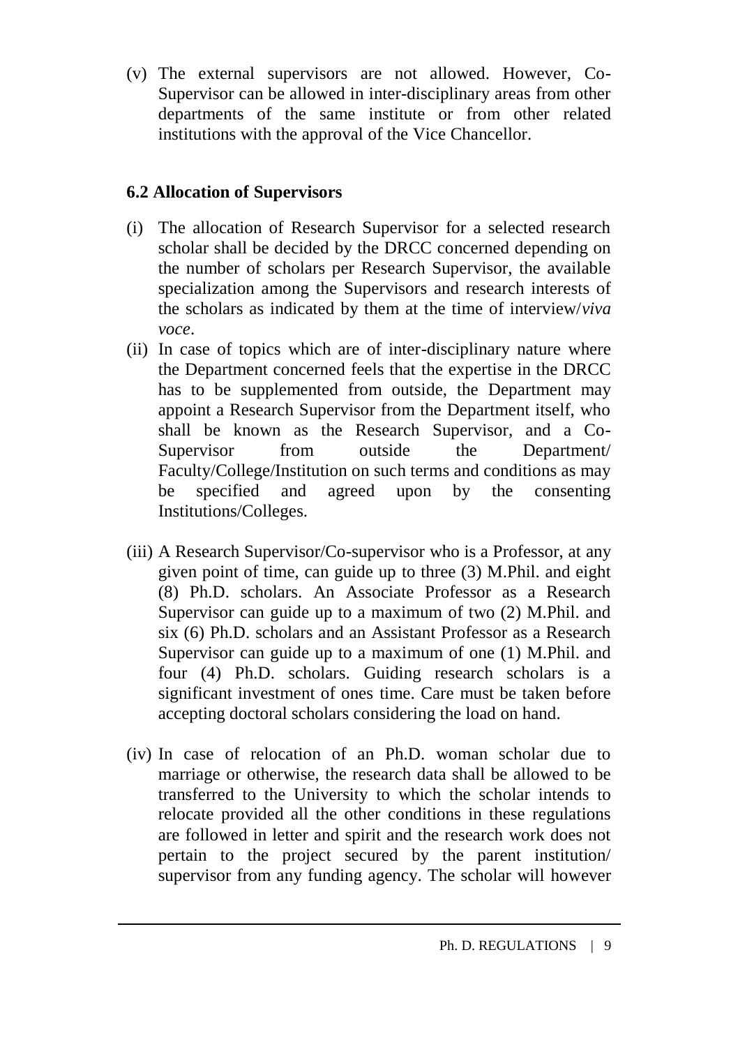(v) The external supervisors are not allowed. However, Co-Supervisor can be allowed in inter-disciplinary areas from other departments of the same institute or from other related institutions with the approval of the Vice Chancellor.

### 6.2 Allocation of Supervisors

(i) The allocation of Research Supervisor for a selected research scholar shall be decided by the DRCC concerned depending on the number of scholars per Research Supervisor, the available specialization among the Supervisors and research interests of the scholars as indicated by them at the time of interview/*viva voce*.

(ii) In case of topics which are of inter-disciplinary nature where the Department concerned feels that the expertise in the DRCC has to be supplemented from outside, the Department may appoint a Research Supervisor from the Department itself, who shall be known as the Research Supervisor, and a Co-Supervisor from outside the Department/ Faculty/College/Institution on such terms and conditions as may be specified and agreed upon by the consenting Institutions/Colleges.

(iii) A Research Supervisor/Co-supervisor who is a Professor, at any given point of time, can guide up to three (3) M.Phil. and eight (8) Ph.D. scholars. An Associate Professor as a Research Supervisor can guide up to a maximum of two (2) M.Phil. and six (6) Ph.D. scholars and an Assistant Professor as a Research Supervisor can guide up to a maximum of one (1) M.Phil. and four (4) Ph.D. scholars. Guiding research scholars is a significant investment of ones time. Care must be taken before accepting doctoral scholars considering the load on hand.

(iv) In case of relocation of an Ph.D. woman scholar due to marriage or otherwise, the research data shall be allowed to be transferred to the University to which the scholar intends to relocate provided all the other conditions in these regulations are followed in letter and spirit and the research work does not pertain to the project secured by the parent institution/ supervisor from any funding agency. The scholar will however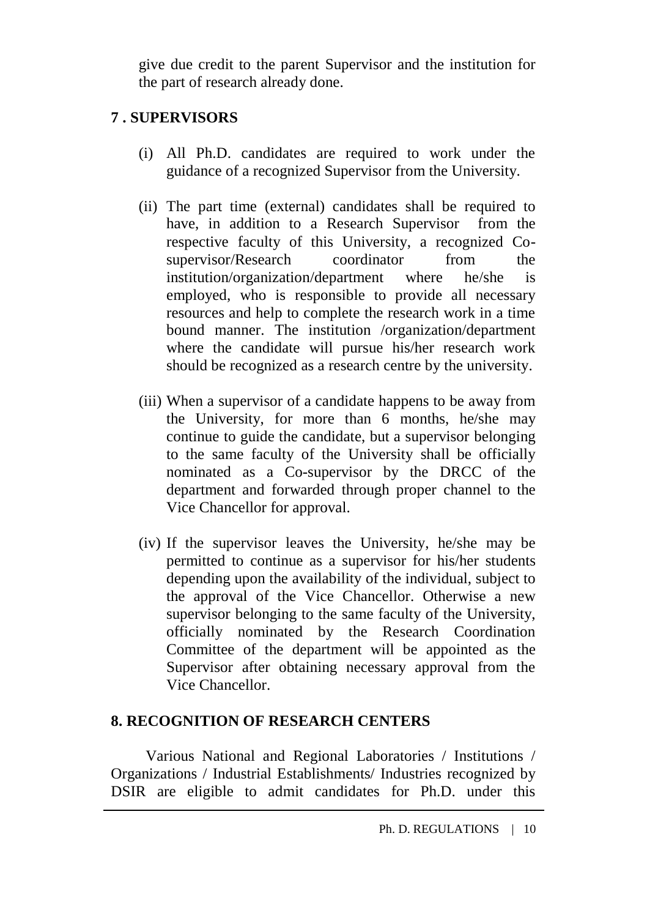give due credit to the parent Supervisor and the institution for the part of research already done.

## 7 . SUPERVISORS

(i) All Ph.D. candidates are required to work under the guidance of a recognized Supervisor from the University.

(ii) The part time (external) candidates shall be required to have, in addition to a Research Supervisor from the respective faculty of this University, a recognized Co-supervisor/Research coordinator from the institution/organization/department where he/she is employed, who is responsible to provide all necessary resources and help to complete the research work in a time bound manner. The institution /organization/department where the candidate will pursue his/her research work should be recognized as a research centre by the university.

(iii) When a supervisor of a candidate happens to be away from the University, for more than 6 months, he/she may continue to guide the candidate, but a supervisor belonging to the same faculty of the University shall be officially nominated as a Co-supervisor by the DRCC of the department and forwarded through proper channel to the Vice Chancellor for approval.

(iv) If the supervisor leaves the University, he/she may be permitted to continue as a supervisor for his/her students depending upon the availability of the individual, subject to the approval of the Vice Chancellor. Otherwise a new supervisor belonging to the same faculty of the University, officially nominated by the Research Coordination Committee of the department will be appointed as the Supervisor after obtaining necessary approval from the Vice Chancellor.

## 8. RECOGNITION OF RESEARCH CENTERS

Various National and Regional Laboratories / Institutions / Organizations / Industrial Establishments/ Industries recognized by DSIR are eligible to admit candidates for Ph.D. under this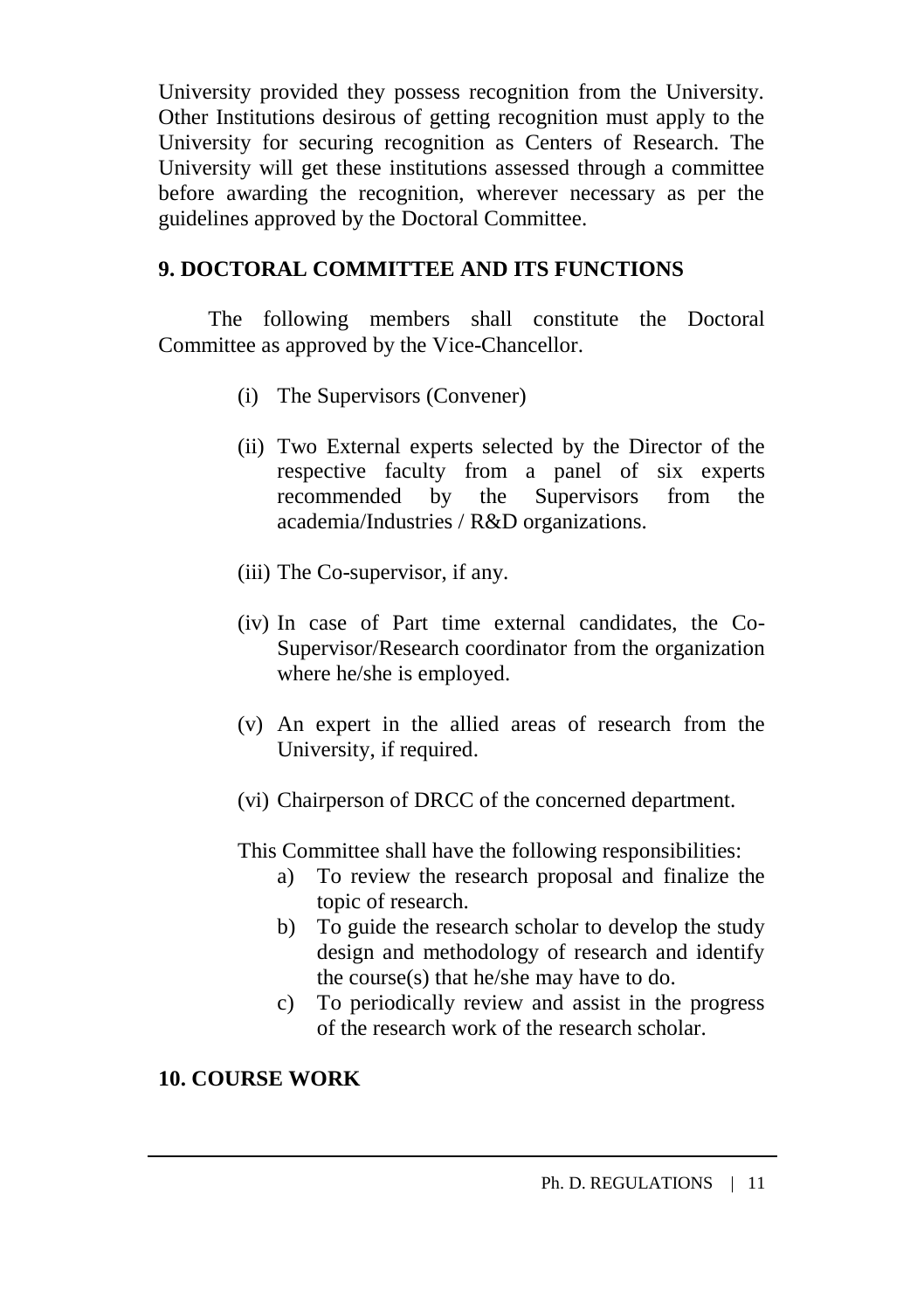University provided they possess recognition from the University. Other Institutions desirous of getting recognition must apply to the University for securing recognition as Centers of Research. The University will get these institutions assessed through a committee before awarding the recognition, wherever necessary as per the guidelines approved by the Doctoral Committee.

## 9. DOCTORAL COMMITTEE AND ITS FUNCTIONS

The following members shall constitute the Doctoral Committee as approved by the Vice-Chancellor.

(i) The Supervisors (Convener)

(ii) Two External experts selected by the Director of the respective faculty from a panel of six experts recommended by the Supervisors from the academia/Industries / R&D organizations.

(iii) The Co-supervisor, if any.

(iv) In case of Part time external candidates, the Co-Supervisor/Research coordinator from the organization where he/she is employed.

(v) An expert in the allied areas of research from the University, if required.

(vi) Chairperson of DRCC of the concerned department.

This Committee shall have the following responsibilities:

a) To review the research proposal and finalize the topic of research.
b) To guide the research scholar to develop the study design and methodology of research and identify the course(s) that he/she may have to do.
c) To periodically review and assist in the progress of the research work of the research scholar.

## 10. COURSE WORK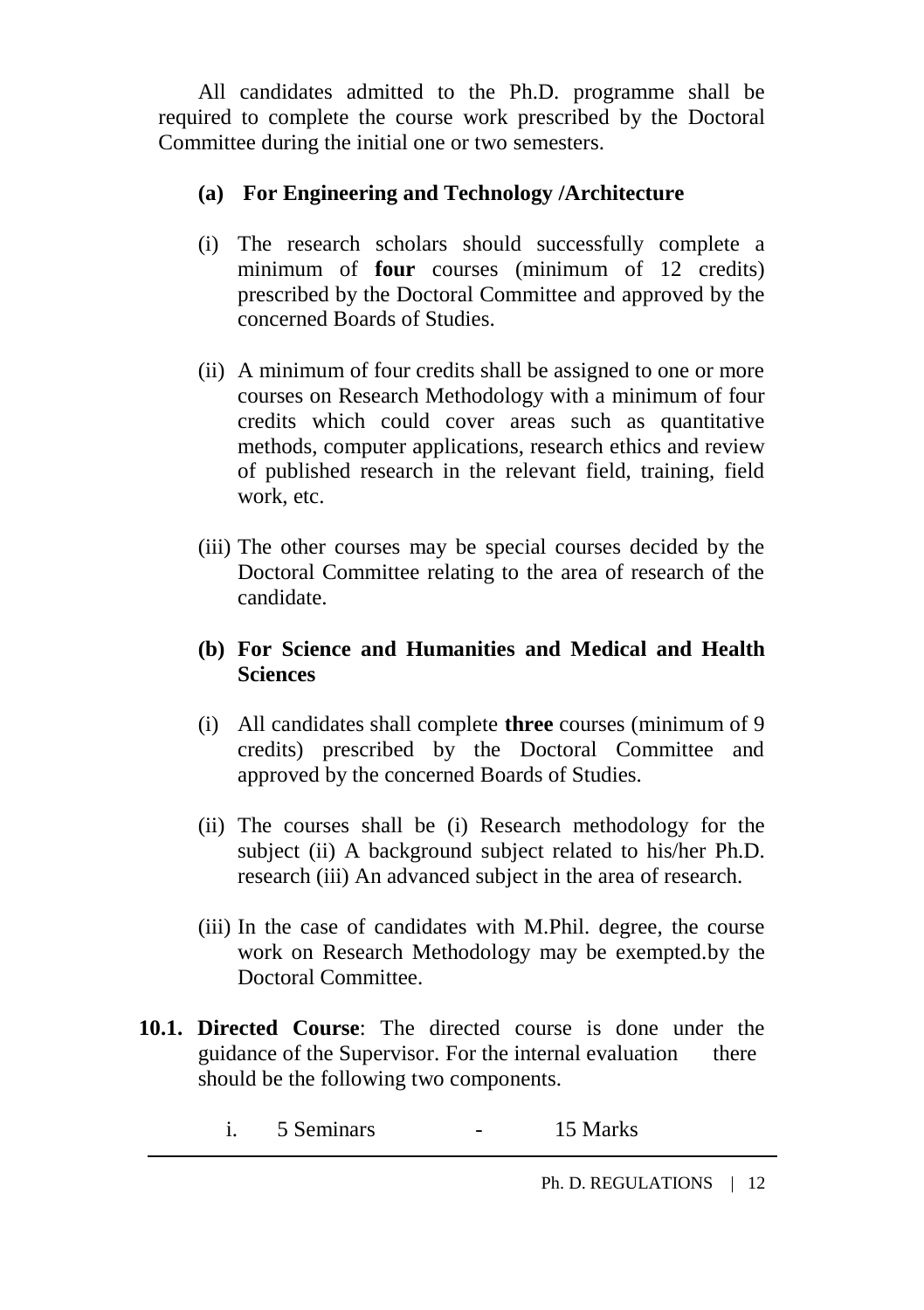All candidates admitted to the Ph.D. programme shall be required to complete the course work prescribed by the Doctoral Committee during the initial one or two semesters.

**(a) For Engineering and Technology /Architecture**

(i) The research scholars should successfully complete a minimum of **four** courses (minimum of 12 credits) prescribed by the Doctoral Committee and approved by the concerned Boards of Studies.

(ii) A minimum of four credits shall be assigned to one or more courses on Research Methodology with a minimum of four credits which could cover areas such as quantitative methods, computer applications, research ethics and review of published research in the relevant field, training, field work, etc.

(iii) The other courses may be special courses decided by the Doctoral Committee relating to the area of research of the candidate.

**(b) For Science and Humanities and Medical and Health Sciences**

(i) All candidates shall complete **three** courses (minimum of 9 credits) prescribed by the Doctoral Committee and approved by the concerned Boards of Studies.

(ii) The courses shall be (i) Research methodology for the subject (ii) A background subject related to his/her Ph.D. research (iii) An advanced subject in the area of research.

(iii) In the case of candidates with M.Phil. degree, the course work on Research Methodology may be exempted.by the Doctoral Committee.

**10.1. Directed Course**: The directed course is done under the guidance of the Supervisor. For the internal evaluation there should be the following two components.

i. 5 Seminars - 15 Marks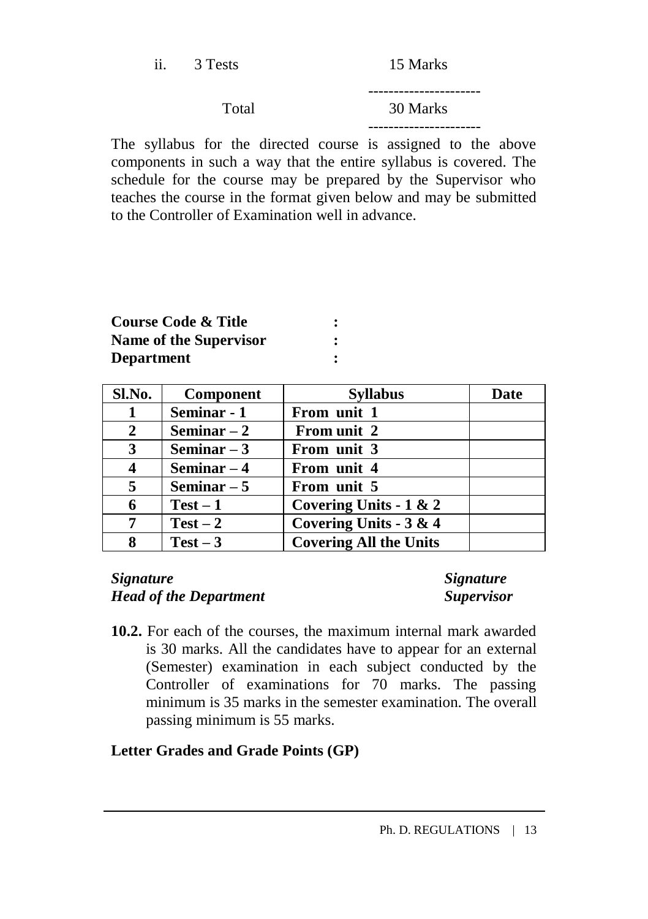ii. 3 Tests 15 Marks

---

Total 30 Marks

---

The syllabus for the directed course is assigned to the above components in such a way that the entire syllabus is covered. The schedule for the course may be prepared by the Supervisor who teaches the course in the format given below and may be submitted to the Controller of Examination well in advance.

**Course Code & Title :**
**Name of the Supervisor :**
**Department :**

| Sl.No. | Component | Syllabus | Date |
|---|---|---|---|
| 1 | Seminar - 1 | From unit 1 | |
| 2 | Seminar – 2 | From unit 2 | |
| 3 | Seminar – 3 | From unit 3 | |
| 4 | Seminar – 4 | From unit 4 | |
| 5 | Seminar – 5 | From unit 5 | |
| 6 | Test – 1 | Covering Units - 1 & 2 | |
| 7 | Test – 2 | Covering Units - 3 & 4 | |
| 8 | Test – 3 | Covering All the Units | |

***Signature***
***Head of the Department***

***Signature***
***Supervisor***

**10.2.** For each of the courses, the maximum internal mark awarded is 30 marks. All the candidates have to appear for an external (Semester) examination in each subject conducted by the Controller of examinations for 70 marks. The passing minimum is 35 marks in the semester examination. The overall passing minimum is 55 marks.

**Letter Grades and Grade Points (GP)**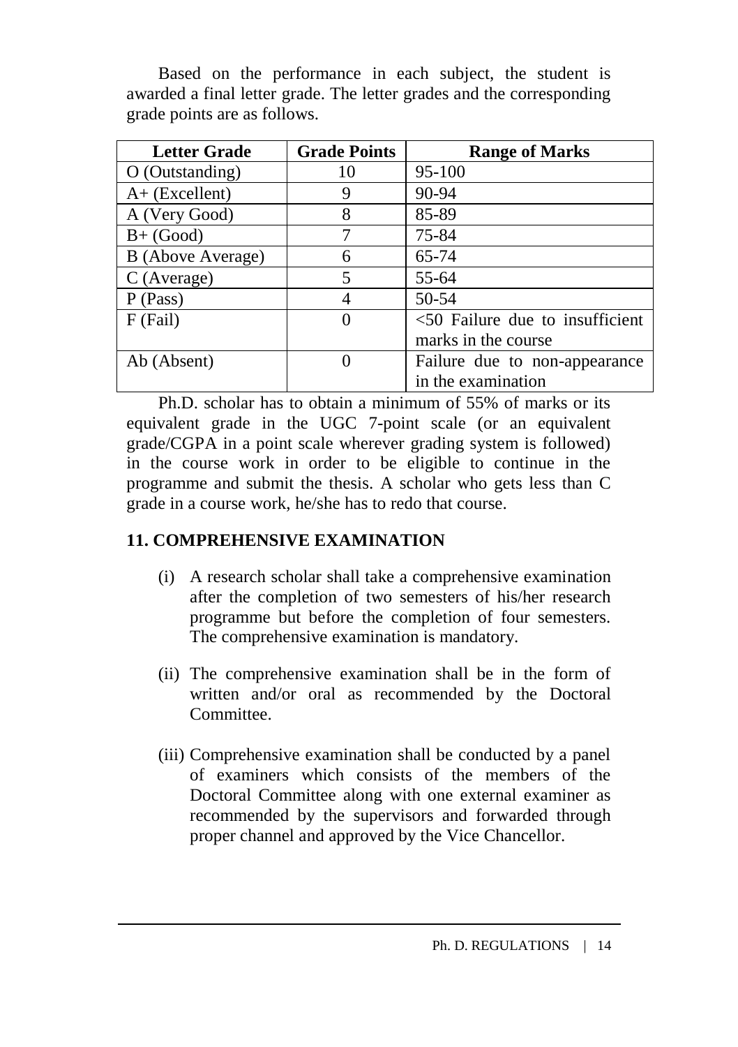Based on the performance in each subject, the student is awarded a final letter grade. The letter grades and the corresponding grade points are as follows.

| Letter Grade | Grade Points | Range of Marks |
|---|---|---|
| O (Outstanding) | 10 | 95-100 |
| A+ (Excellent) | 9 | 90-94 |
| A (Very Good) | 8 | 85-89 |
| B+ (Good) | 7 | 75-84 |
| B (Above Average) | 6 | 65-74 |
| C (Average) | 5 | 55-64 |
| P (Pass) | 4 | 50-54 |
| F (Fail) | 0 | <50 Failure due to insufficient marks in the course |
| Ab (Absent) | 0 | Failure due to non-appearance in the examination |

Ph.D. scholar has to obtain a minimum of 55% of marks or its equivalent grade in the UGC 7-point scale (or an equivalent grade/CGPA in a point scale wherever grading system is followed) in the course work in order to be eligible to continue in the programme and submit the thesis. A scholar who gets less than C grade in a course work, he/she has to redo that course.

## 11. COMPREHENSIVE EXAMINATION

(i) A research scholar shall take a comprehensive examination after the completion of two semesters of his/her research programme but before the completion of four semesters. The comprehensive examination is mandatory.

(ii) The comprehensive examination shall be in the form of written and/or oral as recommended by the Doctoral Committee.

(iii) Comprehensive examination shall be conducted by a panel of examiners which consists of the members of the Doctoral Committee along with one external examiner as recommended by the supervisors and forwarded through proper channel and approved by the Vice Chancellor.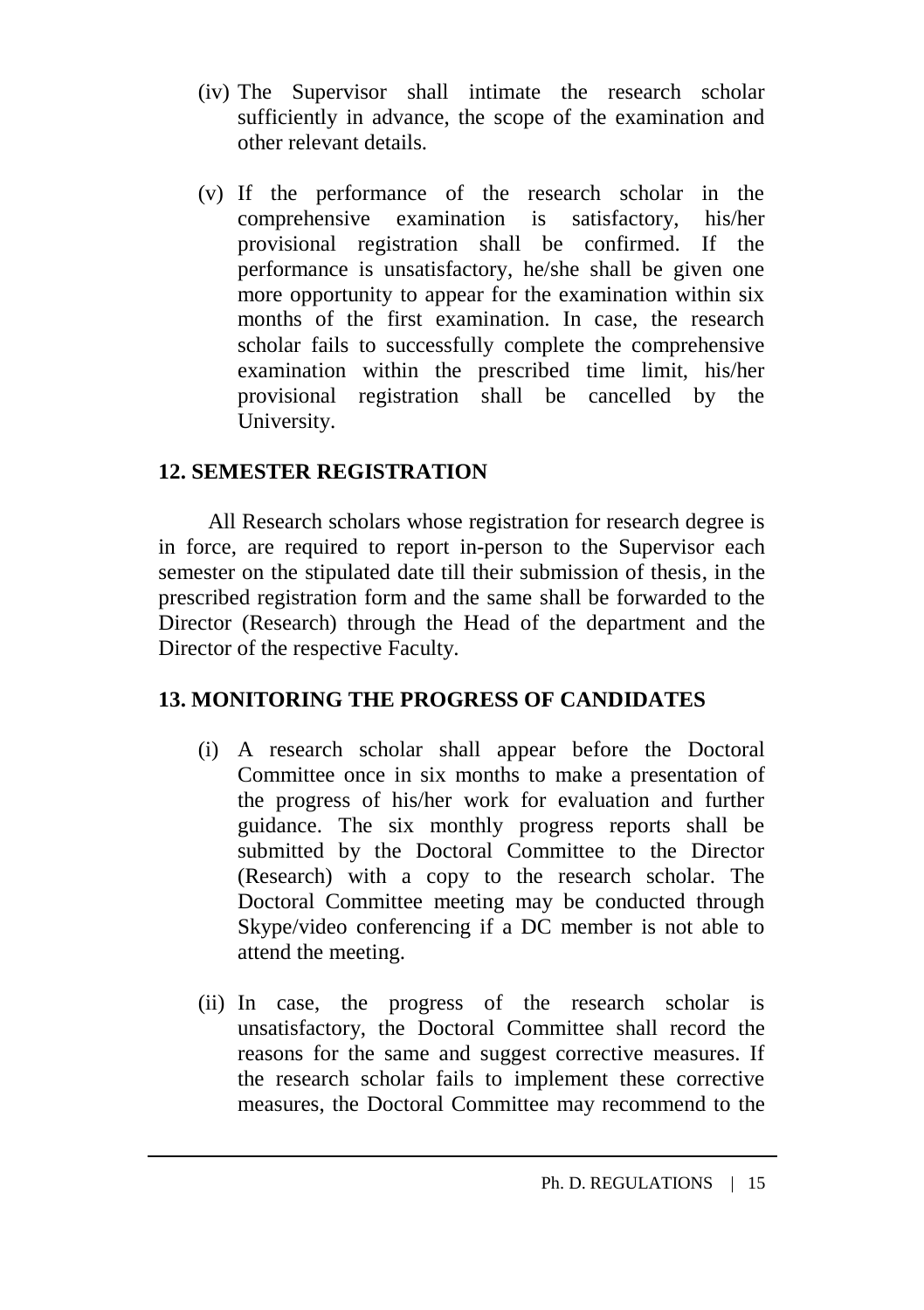(iv) The Supervisor shall intimate the research scholar sufficiently in advance, the scope of the examination and other relevant details.

(v) If the performance of the research scholar in the comprehensive examination is satisfactory, his/her provisional registration shall be confirmed. If the performance is unsatisfactory, he/she shall be given one more opportunity to appear for the examination within six months of the first examination. In case, the research scholar fails to successfully complete the comprehensive examination within the prescribed time limit, his/her provisional registration shall be cancelled by the University.

## 12. SEMESTER REGISTRATION

All Research scholars whose registration for research degree is in force, are required to report in-person to the Supervisor each semester on the stipulated date till their submission of thesis, in the prescribed registration form and the same shall be forwarded to the Director (Research) through the Head of the department and the Director of the respective Faculty.

## 13. MONITORING THE PROGRESS OF CANDIDATES

(i) A research scholar shall appear before the Doctoral Committee once in six months to make a presentation of the progress of his/her work for evaluation and further guidance. The six monthly progress reports shall be submitted by the Doctoral Committee to the Director (Research) with a copy to the research scholar. The Doctoral Committee meeting may be conducted through Skype/video conferencing if a DC member is not able to attend the meeting.

(ii) In case, the progress of the research scholar is unsatisfactory, the Doctoral Committee shall record the reasons for the same and suggest corrective measures. If the research scholar fails to implement these corrective measures, the Doctoral Committee may recommend to the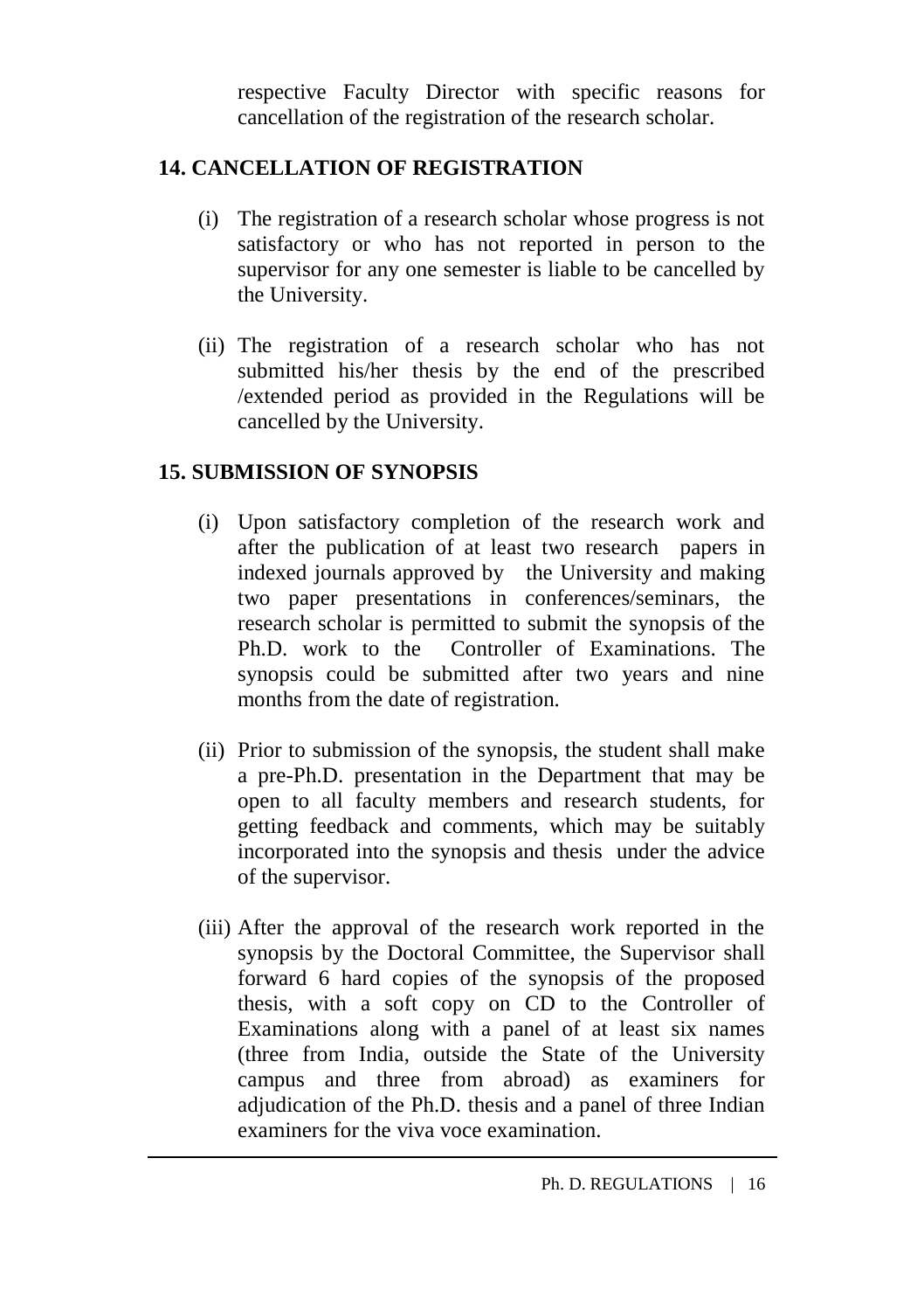respective Faculty Director with specific reasons for cancellation of the registration of the research scholar.

## 14. CANCELLATION OF REGISTRATION

(i) The registration of a research scholar whose progress is not satisfactory or who has not reported in person to the supervisor for any one semester is liable to be cancelled by the University.

(ii) The registration of a research scholar who has not submitted his/her thesis by the end of the prescribed /extended period as provided in the Regulations will be cancelled by the University.

## 15. SUBMISSION OF SYNOPSIS

(i) Upon satisfactory completion of the research work and after the publication of at least two research papers in indexed journals approved by the University and making two paper presentations in conferences/seminars, the research scholar is permitted to submit the synopsis of the Ph.D. work to the Controller of Examinations. The synopsis could be submitted after two years and nine months from the date of registration.

(ii) Prior to submission of the synopsis, the student shall make a pre-Ph.D. presentation in the Department that may be open to all faculty members and research students, for getting feedback and comments, which may be suitably incorporated into the synopsis and thesis under the advice of the supervisor.

(iii) After the approval of the research work reported in the synopsis by the Doctoral Committee, the Supervisor shall forward 6 hard copies of the synopsis of the proposed thesis, with a soft copy on CD to the Controller of Examinations along with a panel of at least six names (three from India, outside the State of the University campus and three from abroad) as examiners for adjudication of the Ph.D. thesis and a panel of three Indian examiners for the viva voce examination.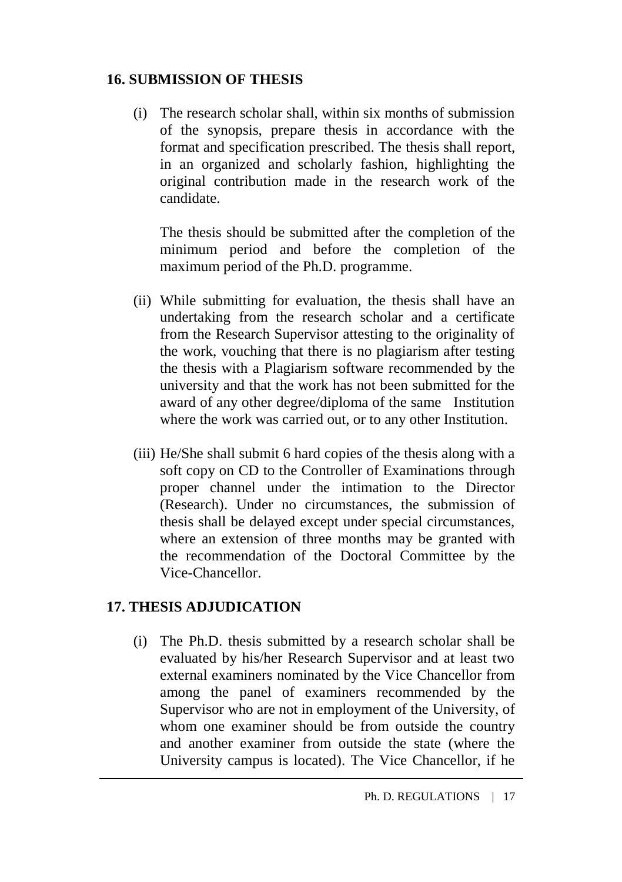## 16. SUBMISSION OF THESIS

(i) The research scholar shall, within six months of submission of the synopsis, prepare thesis in accordance with the format and specification prescribed. The thesis shall report, in an organized and scholarly fashion, highlighting the original contribution made in the research work of the candidate.

The thesis should be submitted after the completion of the minimum period and before the completion of the maximum period of the Ph.D. programme.

(ii) While submitting for evaluation, the thesis shall have an undertaking from the research scholar and a certificate from the Research Supervisor attesting to the originality of the work, vouching that there is no plagiarism after testing the thesis with a Plagiarism software recommended by the university and that the work has not been submitted for the award of any other degree/diploma of the same Institution where the work was carried out, or to any other Institution.

(iii) He/She shall submit 6 hard copies of the thesis along with a soft copy on CD to the Controller of Examinations through proper channel under the intimation to the Director (Research). Under no circumstances, the submission of thesis shall be delayed except under special circumstances, where an extension of three months may be granted with the recommendation of the Doctoral Committee by the Vice-Chancellor.

## 17. THESIS ADJUDICATION

(i) The Ph.D. thesis submitted by a research scholar shall be evaluated by his/her Research Supervisor and at least two external examiners nominated by the Vice Chancellor from among the panel of examiners recommended by the Supervisor who are not in employment of the University, of whom one examiner should be from outside the country and another examiner from outside the state (where the University campus is located). The Vice Chancellor, if he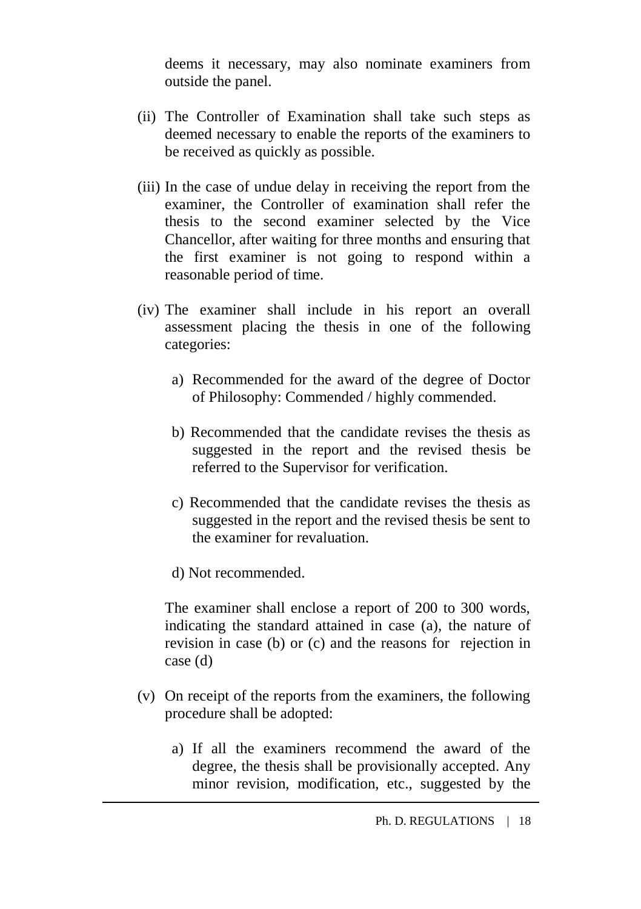deems it necessary, may also nominate examiners from outside the panel.

(ii) The Controller of Examination shall take such steps as deemed necessary to enable the reports of the examiners to be received as quickly as possible.

(iii) In the case of undue delay in receiving the report from the examiner, the Controller of examination shall refer the thesis to the second examiner selected by the Vice Chancellor, after waiting for three months and ensuring that the first examiner is not going to respond within a reasonable period of time.

(iv) The examiner shall include in his report an overall assessment placing the thesis in one of the following categories:

a) Recommended for the award of the degree of Doctor of Philosophy: Commended / highly commended.

b) Recommended that the candidate revises the thesis as suggested in the report and the revised thesis be referred to the Supervisor for verification.

c) Recommended that the candidate revises the thesis as suggested in the report and the revised thesis be sent to the examiner for revaluation.

d) Not recommended.

The examiner shall enclose a report of 200 to 300 words, indicating the standard attained in case (a), the nature of revision in case (b) or (c) and the reasons for rejection in case (d)

(v) On receipt of the reports from the examiners, the following procedure shall be adopted:

a) If all the examiners recommend the award of the degree, the thesis shall be provisionally accepted. Any minor revision, modification, etc., suggested by the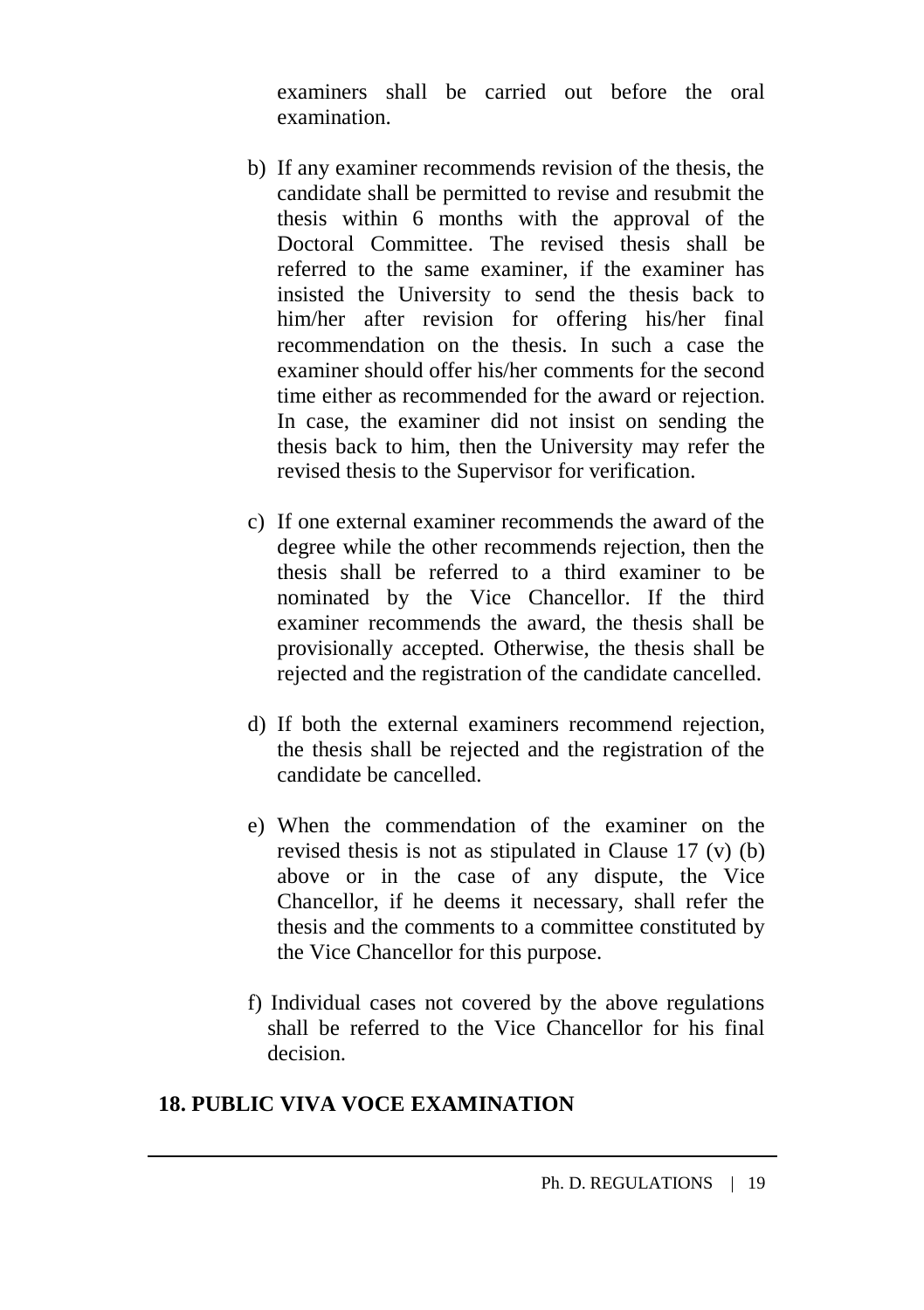examiners shall be carried out before the oral examination.

b) If any examiner recommends revision of the thesis, the candidate shall be permitted to revise and resubmit the thesis within 6 months with the approval of the Doctoral Committee. The revised thesis shall be referred to the same examiner, if the examiner has insisted the University to send the thesis back to him/her after revision for offering his/her final recommendation on the thesis. In such a case the examiner should offer his/her comments for the second time either as recommended for the award or rejection. In case, the examiner did not insist on sending the thesis back to him, then the University may refer the revised thesis to the Supervisor for verification.

c) If one external examiner recommends the award of the degree while the other recommends rejection, then the thesis shall be referred to a third examiner to be nominated by the Vice Chancellor. If the third examiner recommends the award, the thesis shall be provisionally accepted. Otherwise, the thesis shall be rejected and the registration of the candidate cancelled.

d) If both the external examiners recommend rejection, the thesis shall be rejected and the registration of the candidate be cancelled.

e) When the commendation of the examiner on the revised thesis is not as stipulated in Clause 17 (v) (b) above or in the case of any dispute, the Vice Chancellor, if he deems it necessary, shall refer the thesis and the comments to a committee constituted by the Vice Chancellor for this purpose.

f) Individual cases not covered by the above regulations shall be referred to the Vice Chancellor for his final decision.

## 18. PUBLIC VIVA VOCE EXAMINATION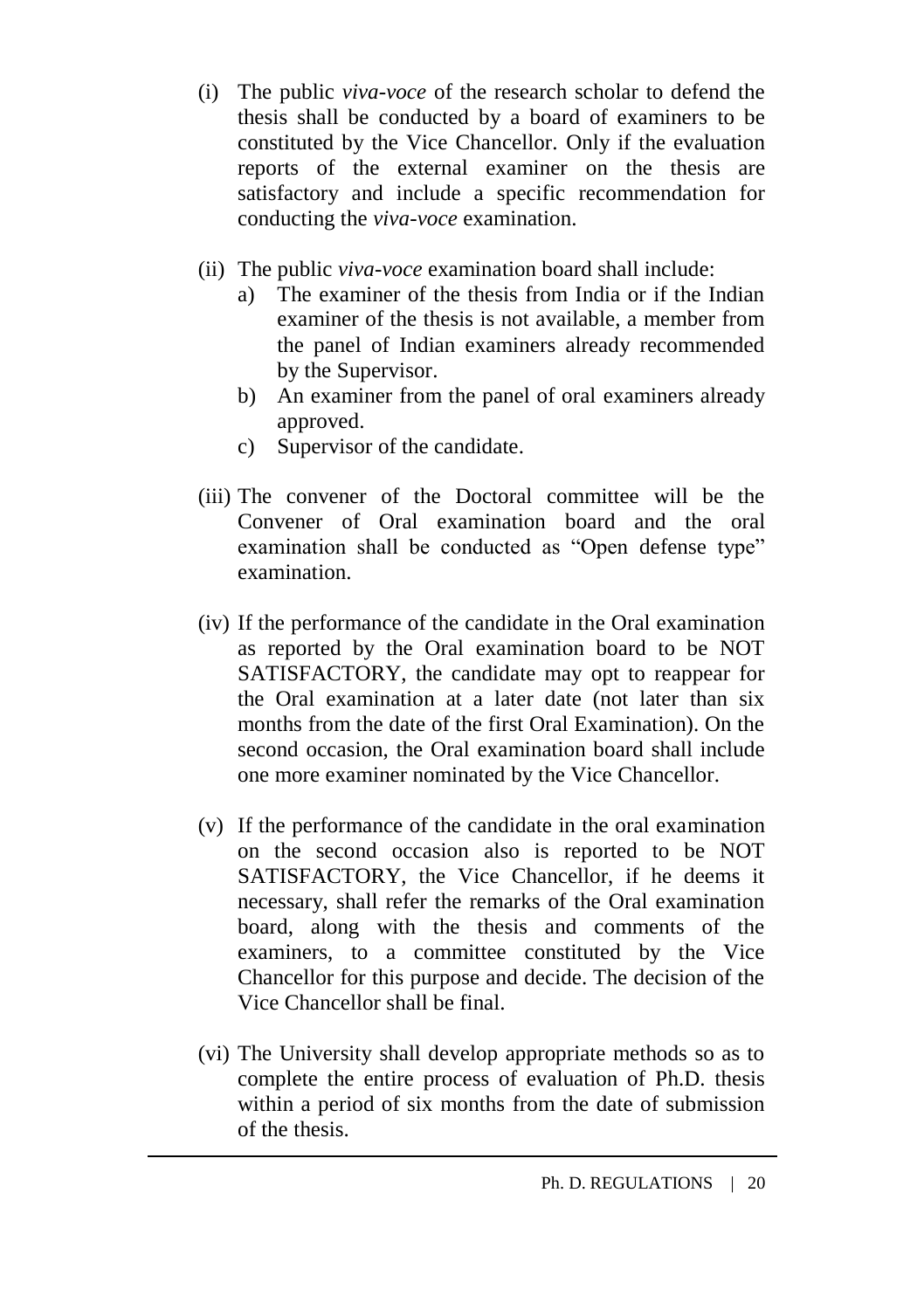(i) The public *viva-voce* of the research scholar to defend the thesis shall be conducted by a board of examiners to be constituted by the Vice Chancellor. Only if the evaluation reports of the external examiner on the thesis are satisfactory and include a specific recommendation for conducting the *viva-voce* examination.

(ii) The public *viva-voce* examination board shall include:
   a) The examiner of the thesis from India or if the Indian examiner of the thesis is not available, a member from the panel of Indian examiners already recommended by the Supervisor.
   b) An examiner from the panel of oral examiners already approved.
   c) Supervisor of the candidate.

(iii) The convener of the Doctoral committee will be the Convener of Oral examination board and the oral examination shall be conducted as "Open defense type" examination.

(iv) If the performance of the candidate in the Oral examination as reported by the Oral examination board to be NOT SATISFACTORY, the candidate may opt to reappear for the Oral examination at a later date (not later than six months from the date of the first Oral Examination). On the second occasion, the Oral examination board shall include one more examiner nominated by the Vice Chancellor.

(v) If the performance of the candidate in the oral examination on the second occasion also is reported to be NOT SATISFACTORY, the Vice Chancellor, if he deems it necessary, shall refer the remarks of the Oral examination board, along with the thesis and comments of the examiners, to a committee constituted by the Vice Chancellor for this purpose and decide. The decision of the Vice Chancellor shall be final.

(vi) The University shall develop appropriate methods so as to complete the entire process of evaluation of Ph.D. thesis within a period of six months from the date of submission of the thesis.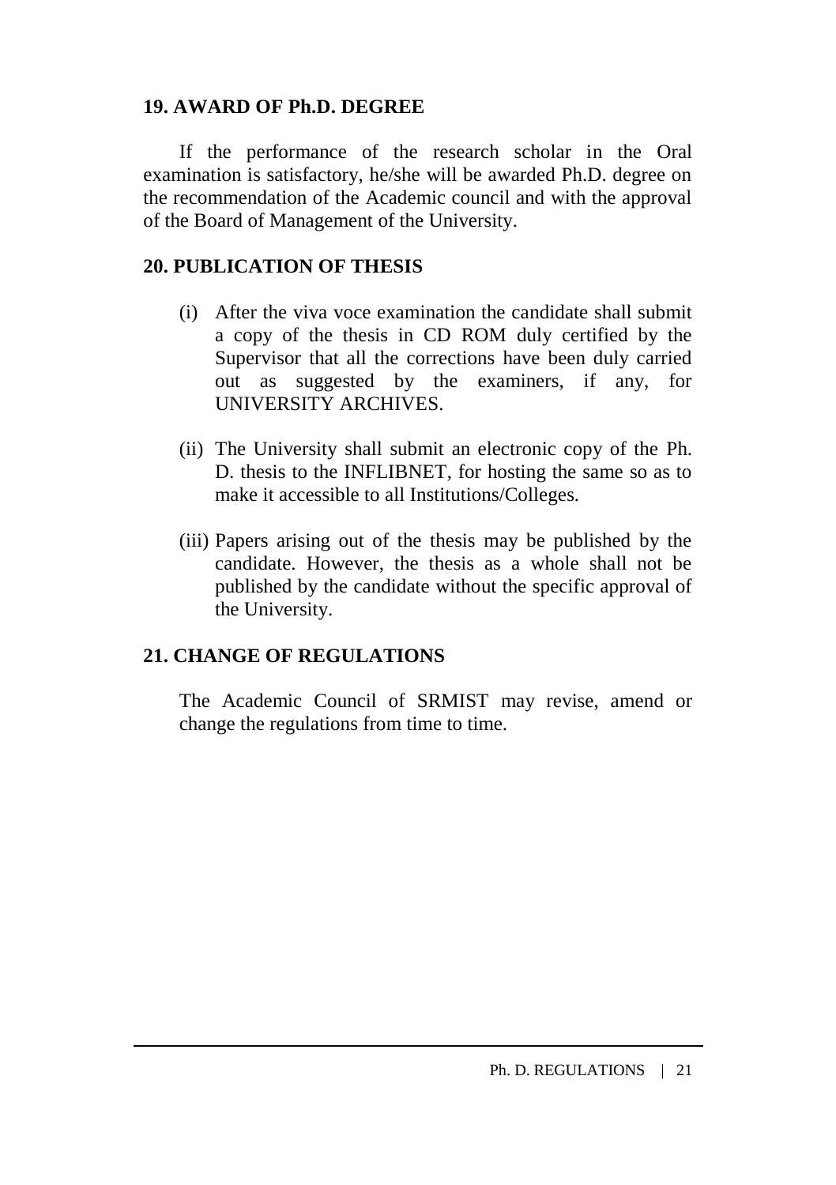## 19. AWARD OF Ph.D. DEGREE

If the performance of the research scholar in the Oral examination is satisfactory, he/she will be awarded Ph.D. degree on the recommendation of the Academic council and with the approval of the Board of Management of the University.

## 20. PUBLICATION OF THESIS

(i) After the viva voce examination the candidate shall submit a copy of the thesis in CD ROM duly certified by the Supervisor that all the corrections have been duly carried out as suggested by the examiners, if any, for UNIVERSITY ARCHIVES.

(ii) The University shall submit an electronic copy of the Ph. D. thesis to the INFLIBNET, for hosting the same so as to make it accessible to all Institutions/Colleges.

(iii) Papers arising out of the thesis may be published by the candidate. However, the thesis as a whole shall not be published by the candidate without the specific approval of the University.

## 21. CHANGE OF REGULATIONS

The Academic Council of SRMIST may revise, amend or change the regulations from time to time.